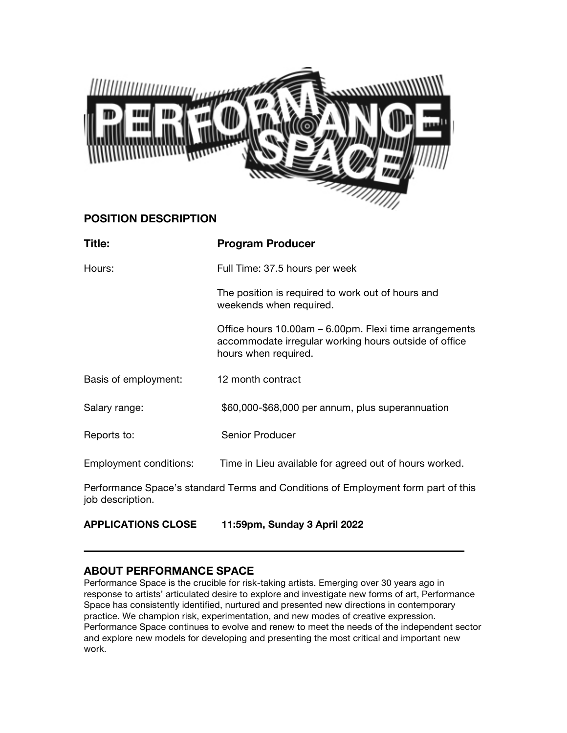# POSITION DESCRIPTION

| | |
|---|---|
| **Title:** | **Program Producer** |
| Hours: | Full Time: 37.5 hours per week<br><br>The position is required to work out of hours and weekends when required.<br><br>Office hours 10.00am – 6.00pm. Flexi time arrangements accommodate irregular working hours outside of office hours when required. |
| Basis of employment: | 12 month contract |
| Salary range: | $60,000-$68,000 per annum, plus superannuation |
| Reports to: | Senior Producer |
| Employment conditions: | Time in Lieu available for agreed out of hours worked. |

Performance Space's standard Terms and Conditions of Employment form part of this job description.

**APPLICATIONS CLOSE 11:59pm, Sunday 3 April 2022**

---

## ABOUT PERFORMANCE SPACE

Performance Space is the crucible for risk-taking artists. Emerging over 30 years ago in response to artists' articulated desire to explore and investigate new forms of art, Performance Space has consistently identified, nurtured and presented new directions in contemporary practice. We champion risk, experimentation, and new modes of creative expression. Performance Space continues to evolve and renew to meet the needs of the independent sector and explore new models for developing and presenting the most critical and important new work.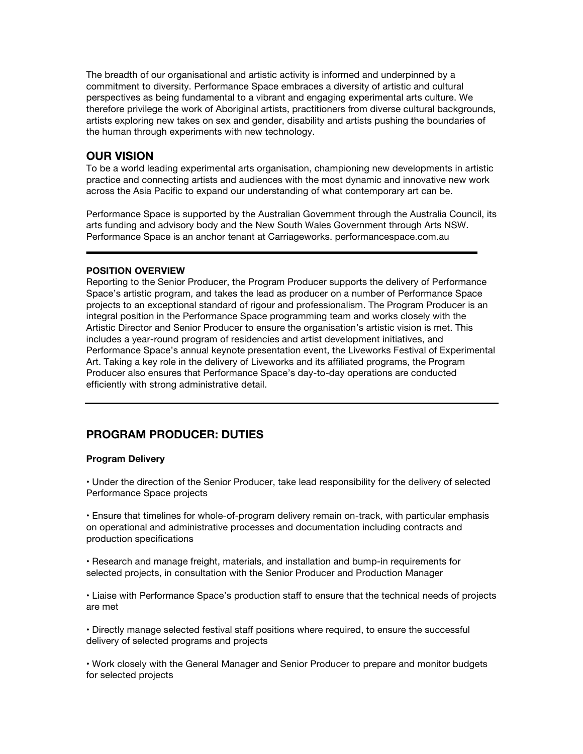The breadth of our organisational and artistic activity is informed and underpinned by a commitment to diversity. Performance Space embraces a diversity of artistic and cultural perspectives as being fundamental to a vibrant and engaging experimental arts culture. We therefore privilege the work of Aboriginal artists, practitioners from diverse cultural backgrounds, artists exploring new takes on sex and gender, disability and artists pushing the boundaries of the human through experiments with new technology.

## OUR VISION

To be a world leading experimental arts organisation, championing new developments in artistic practice and connecting artists and audiences with the most dynamic and innovative new work across the Asia Pacific to expand our understanding of what contemporary art can be.

Performance Space is supported by the Australian Government through the Australia Council, its arts funding and advisory body and the New South Wales Government through Arts NSW. Performance Space is an anchor tenant at Carriageworks. performancespace.com.au

---

**POSITION OVERVIEW**

Reporting to the Senior Producer, the Program Producer supports the delivery of Performance Space's artistic program, and takes the lead as producer on a number of Performance Space projects to an exceptional standard of rigour and professionalism. The Program Producer is an integral position in the Performance Space programming team and works closely with the Artistic Director and Senior Producer to ensure the organisation's artistic vision is met. This includes a year-round program of residencies and artist development initiatives, and Performance Space's annual keynote presentation event, the Liveworks Festival of Experimental Art. Taking a key role in the delivery of Liveworks and its affiliated programs, the Program Producer also ensures that Performance Space's day-to-day operations are conducted efficiently with strong administrative detail.

---

## PROGRAM PRODUCER: DUTIES

**Program Delivery**

- Under the direction of the Senior Producer, take lead responsibility for the delivery of selected Performance Space projects

- Ensure that timelines for whole-of-program delivery remain on-track, with particular emphasis on operational and administrative processes and documentation including contracts and production specifications

- Research and manage freight, materials, and installation and bump-in requirements for selected projects, in consultation with the Senior Producer and Production Manager

- Liaise with Performance Space's production staff to ensure that the technical needs of projects are met

- Directly manage selected festival staff positions where required, to ensure the successful delivery of selected programs and projects

- Work closely with the General Manager and Senior Producer to prepare and monitor budgets for selected projects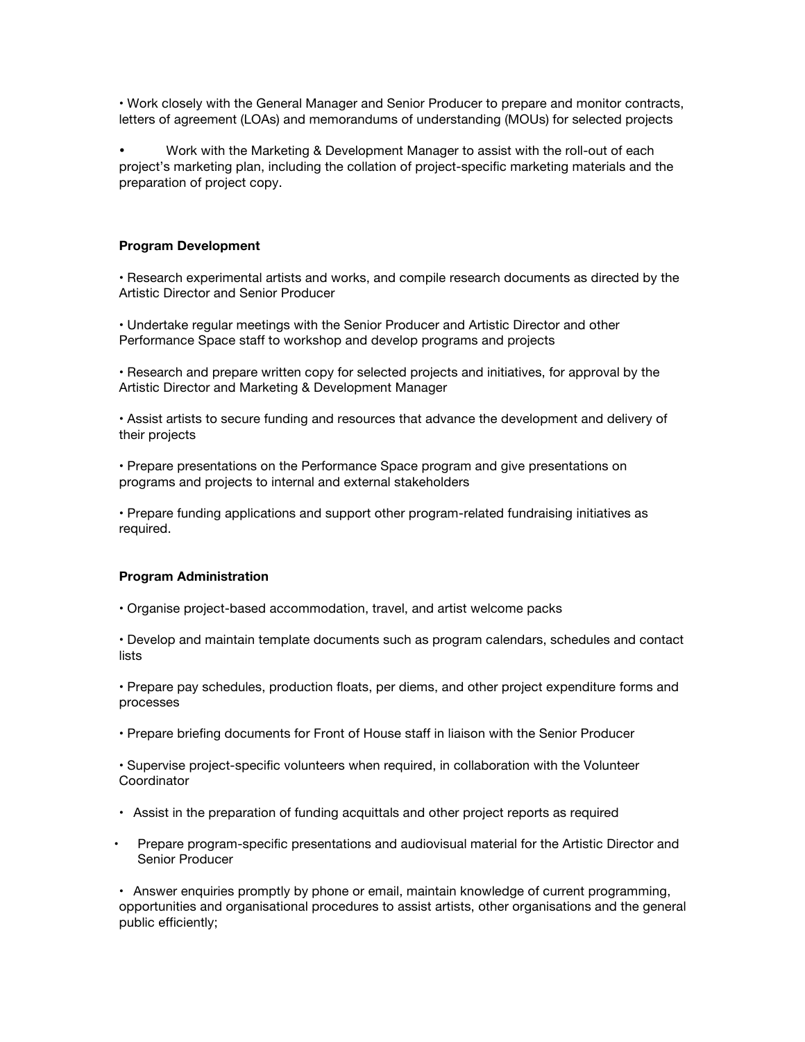- Work closely with the General Manager and Senior Producer to prepare and monitor contracts, letters of agreement (LOAs) and memorandums of understanding (MOUs) for selected projects

- Work with the Marketing & Development Manager to assist with the roll-out of each project's marketing plan, including the collation of project-specific marketing materials and the preparation of project copy.

**Program Development**

- Research experimental artists and works, and compile research documents as directed by the Artistic Director and Senior Producer

- Undertake regular meetings with the Senior Producer and Artistic Director and other Performance Space staff to workshop and develop programs and projects

- Research and prepare written copy for selected projects and initiatives, for approval by the Artistic Director and Marketing & Development Manager

- Assist artists to secure funding and resources that advance the development and delivery of their projects

- Prepare presentations on the Performance Space program and give presentations on programs and projects to internal and external stakeholders

- Prepare funding applications and support other program-related fundraising initiatives as required.

**Program Administration**

- Organise project-based accommodation, travel, and artist welcome packs

- Develop and maintain template documents such as program calendars, schedules and contact lists

- Prepare pay schedules, production floats, per diems, and other project expenditure forms and processes

- Prepare briefing documents for Front of House staff in liaison with the Senior Producer

- Supervise project-specific volunteers when required, in collaboration with the Volunteer Coordinator

- Assist in the preparation of funding acquittals and other project reports as required

- Prepare program-specific presentations and audiovisual material for the Artistic Director and Senior Producer

- Answer enquiries promptly by phone or email, maintain knowledge of current programming, opportunities and organisational procedures to assist artists, other organisations and the general public efficiently;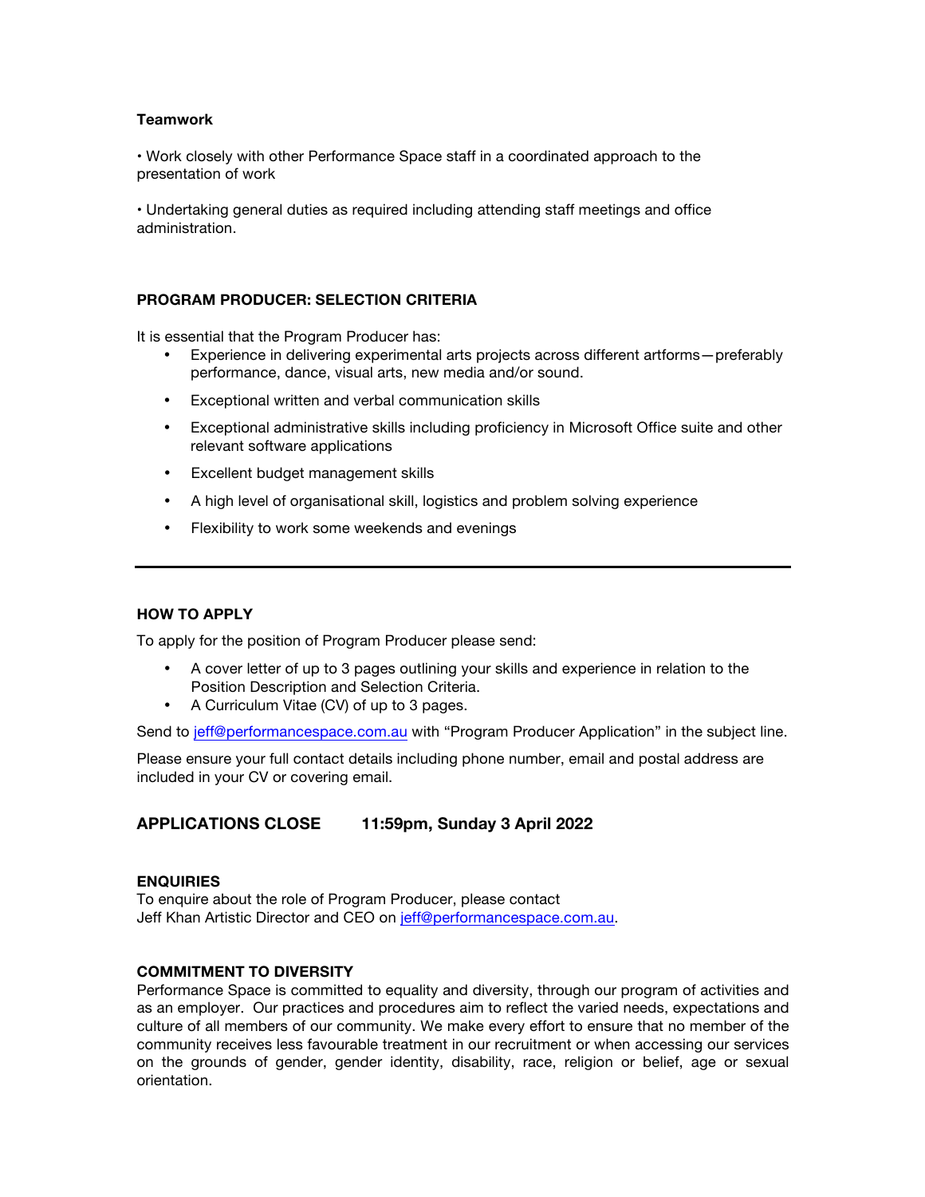**Teamwork**

• Work closely with other Performance Space staff in a coordinated approach to the presentation of work

• Undertaking general duties as required including attending staff meetings and office administration.

### PROGRAM PRODUCER: SELECTION CRITERIA

It is essential that the Program Producer has:

- Experience in delivering experimental arts projects across different artforms—preferably performance, dance, visual arts, new media and/or sound.
- Exceptional written and verbal communication skills
- Exceptional administrative skills including proficiency in Microsoft Office suite and other relevant software applications
- Excellent budget management skills
- A high level of organisational skill, logistics and problem solving experience
- Flexibility to work some weekends and evenings

---

### HOW TO APPLY

To apply for the position of Program Producer please send:

- A cover letter of up to 3 pages outlining your skills and experience in relation to the Position Description and Selection Criteria.
- A Curriculum Vitae (CV) of up to 3 pages.

Send to jeff@performancespace.com.au with "Program Producer Application" in the subject line.

Please ensure your full contact details including phone number, email and postal address are included in your CV or covering email.

## APPLICATIONS CLOSE 11:59pm, Sunday 3 April 2022

### ENQUIRIES

To enquire about the role of Program Producer, please contact Jeff Khan Artistic Director and CEO on jeff@performancespace.com.au.

### COMMITMENT TO DIVERSITY

Performance Space is committed to equality and diversity, through our program of activities and as an employer. Our practices and procedures aim to reflect the varied needs, expectations and culture of all members of our community. We make every effort to ensure that no member of the community receives less favourable treatment in our recruitment or when accessing our services on the grounds of gender, gender identity, disability, race, religion or belief, age or sexual orientation.